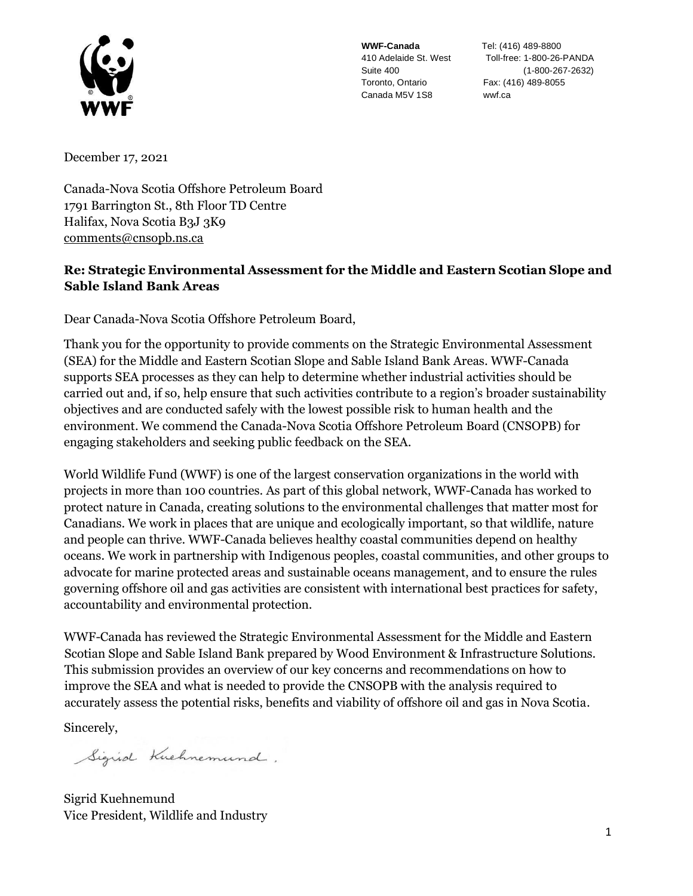**WWF-Canada**
410 Adelaide St. West
Suite 400
Toronto, Ontario
Canada M5V 1S8

Tel: (416) 489-8800
Toll-free: 1-800-26-PANDA
(1-800-267-2632)
Fax: (416) 489-8055
wwf.ca

December 17, 2021

Canada-Nova Scotia Offshore Petroleum Board
1791 Barrington St., 8th Floor TD Centre
Halifax, Nova Scotia B3J 3K9
comments@cnsopb.ns.ca

**Re: Strategic Environmental Assessment for the Middle and Eastern Scotian Slope and Sable Island Bank Areas**

Dear Canada-Nova Scotia Offshore Petroleum Board,

Thank you for the opportunity to provide comments on the Strategic Environmental Assessment (SEA) for the Middle and Eastern Scotian Slope and Sable Island Bank Areas. WWF-Canada supports SEA processes as they can help to determine whether industrial activities should be carried out and, if so, help ensure that such activities contribute to a region's broader sustainability objectives and are conducted safely with the lowest possible risk to human health and the environment. We commend the Canada-Nova Scotia Offshore Petroleum Board (CNSOPB) for engaging stakeholders and seeking public feedback on the SEA.

World Wildlife Fund (WWF) is one of the largest conservation organizations in the world with projects in more than 100 countries. As part of this global network, WWF-Canada has worked to protect nature in Canada, creating solutions to the environmental challenges that matter most for Canadians. We work in places that are unique and ecologically important, so that wildlife, nature and people can thrive. WWF-Canada believes healthy coastal communities depend on healthy oceans. We work in partnership with Indigenous peoples, coastal communities, and other groups to advocate for marine protected areas and sustainable oceans management, and to ensure the rules governing offshore oil and gas activities are consistent with international best practices for safety, accountability and environmental protection.

WWF-Canada has reviewed the Strategic Environmental Assessment for the Middle and Eastern Scotian Slope and Sable Island Bank prepared by Wood Environment & Infrastructure Solutions. This submission provides an overview of our key concerns and recommendations on how to improve the SEA and what is needed to provide the CNSOPB with the analysis required to accurately assess the potential risks, benefits and viability of offshore oil and gas in Nova Scotia.

Sincerely,

Sigrid Kuehnemund
Vice President, Wildlife and Industry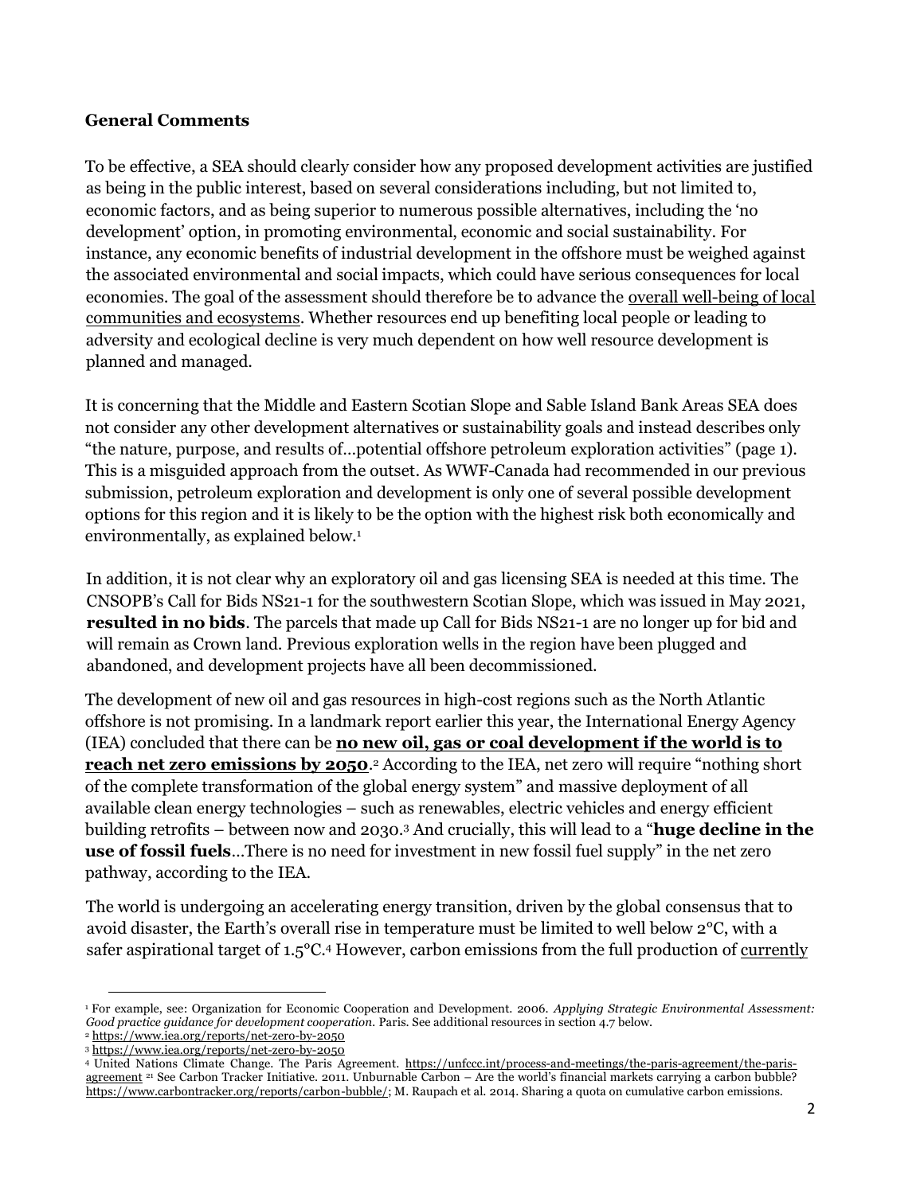**General Comments**

To be effective, a SEA should clearly consider how any proposed development activities are justified as being in the public interest, based on several considerations including, but not limited to, economic factors, and as being superior to numerous possible alternatives, including the 'no development' option, in promoting environmental, economic and social sustainability. For instance, any economic benefits of industrial development in the offshore must be weighed against the associated environmental and social impacts, which could have serious consequences for local economies. The goal of the assessment should therefore be to advance the <u>overall well-being of local communities and ecosystems</u>. Whether resources end up benefiting local people or leading to adversity and ecological decline is very much dependent on how well resource development is planned and managed.

It is concerning that the Middle and Eastern Scotian Slope and Sable Island Bank Areas SEA does not consider any other development alternatives or sustainability goals and instead describes only "the nature, purpose, and results of…potential offshore petroleum exploration activities" (page 1). This is a misguided approach from the outset. As WWF-Canada had recommended in our previous submission, petroleum exploration and development is only one of several possible development options for this region and it is likely to be the option with the highest risk both economically and environmentally, as explained below.[1]

In addition, it is not clear why an exploratory oil and gas licensing SEA is needed at this time. The CNSOPB's Call for Bids NS21-1 for the southwestern Scotian Slope, which was issued in May 2021, **resulted in no bids**. The parcels that made up Call for Bids NS21-1 are no longer up for bid and will remain as Crown land. Previous exploration wells in the region have been plugged and abandoned, and development projects have all been decommissioned.

The development of new oil and gas resources in high-cost regions such as the North Atlantic offshore is not promising. In a landmark report earlier this year, the International Energy Agency (IEA) concluded that there can be **<u>no new oil, gas or coal development if the world is to reach net zero emissions by 2050</u>**.[2] According to the IEA, net zero will require "nothing short of the complete transformation of the global energy system" and massive deployment of all available clean energy technologies – such as renewables, electric vehicles and energy efficient building retrofits – between now and 2030.[3] And crucially, this will lead to a "**huge decline in the use of fossil fuels**…There is no need for investment in new fossil fuel supply" in the net zero pathway, according to the IEA.

The world is undergoing an accelerating energy transition, driven by the global consensus that to avoid disaster, the Earth's overall rise in temperature must be limited to well below 2°C, with a safer aspirational target of 1.5°C.[4] However, carbon emissions from the full production of <u>currently</u>

---

[1] For example, see: Organization for Economic Cooperation and Development. 2006. *Applying Strategic Environmental Assessment: Good practice guidance for development cooperation.* Paris. See additional resources in section 4.7 below.

[2] https://www.iea.org/reports/net-zero-by-2050

[3] https://www.iea.org/reports/net-zero-by-2050

[4] United Nations Climate Change. The Paris Agreement. https://unfccc.int/process-and-meetings/the-paris-agreement/the-paris-agreement [21] See Carbon Tracker Initiative. 2011. Unburnable Carbon – Are the world's financial markets carrying a carbon bubble? https://www.carbontracker.org/reports/carbon-bubble/; M. Raupach et al. 2014. Sharing a quota on cumulative carbon emissions.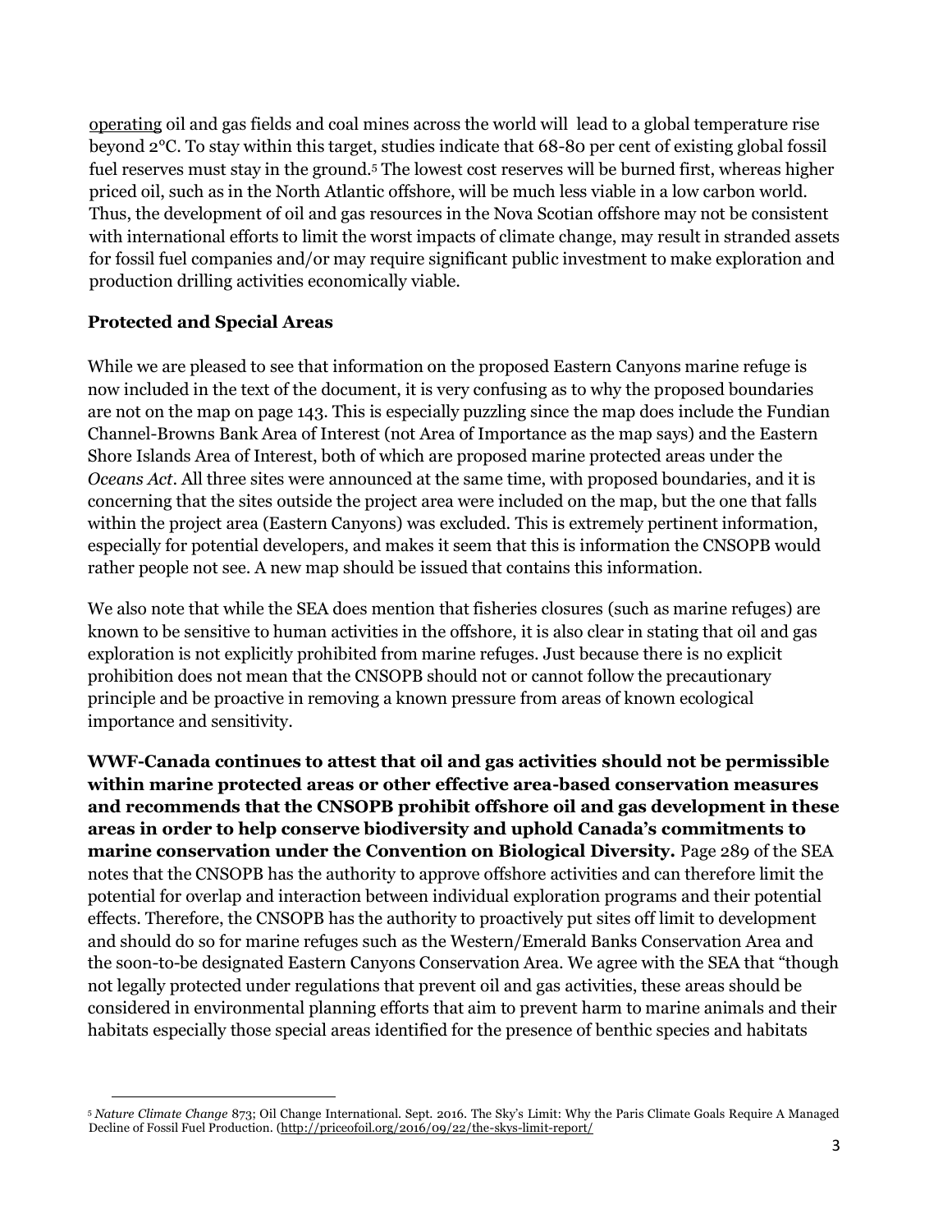operating oil and gas fields and coal mines across the world will lead to a global temperature rise beyond 2°C. To stay within this target, studies indicate that 68-80 per cent of existing global fossil fuel reserves must stay in the ground.[5] The lowest cost reserves will be burned first, whereas higher priced oil, such as in the North Atlantic offshore, will be much less viable in a low carbon world. Thus, the development of oil and gas resources in the Nova Scotian offshore may not be consistent with international efforts to limit the worst impacts of climate change, may result in stranded assets for fossil fuel companies and/or may require significant public investment to make exploration and production drilling activities economically viable.

## Protected and Special Areas

While we are pleased to see that information on the proposed Eastern Canyons marine refuge is now included in the text of the document, it is very confusing as to why the proposed boundaries are not on the map on page 143. This is especially puzzling since the map does include the Fundian Channel-Browns Bank Area of Interest (not Area of Importance as the map says) and the Eastern Shore Islands Area of Interest, both of which are proposed marine protected areas under the *Oceans Act*. All three sites were announced at the same time, with proposed boundaries, and it is concerning that the sites outside the project area were included on the map, but the one that falls within the project area (Eastern Canyons) was excluded. This is extremely pertinent information, especially for potential developers, and makes it seem that this is information the CNSOPB would rather people not see. A new map should be issued that contains this information.

We also note that while the SEA does mention that fisheries closures (such as marine refuges) are known to be sensitive to human activities in the offshore, it is also clear in stating that oil and gas exploration is not explicitly prohibited from marine refuges. Just because there is no explicit prohibition does not mean that the CNSOPB should not or cannot follow the precautionary principle and be proactive in removing a known pressure from areas of known ecological importance and sensitivity.

**WWF-Canada continues to attest that oil and gas activities should not be permissible within marine protected areas or other effective area-based conservation measures and recommends that the CNSOPB prohibit offshore oil and gas development in these areas in order to help conserve biodiversity and uphold Canada's commitments to marine conservation under the Convention on Biological Diversity.** Page 289 of the SEA notes that the CNSOPB has the authority to approve offshore activities and can therefore limit the potential for overlap and interaction between individual exploration programs and their potential effects. Therefore, the CNSOPB has the authority to proactively put sites off limit to development and should do so for marine refuges such as the Western/Emerald Banks Conservation Area and the soon-to-be designated Eastern Canyons Conservation Area. We agree with the SEA that "though not legally protected under regulations that prevent oil and gas activities, these areas should be considered in environmental planning efforts that aim to prevent harm to marine animals and their habitats especially those special areas identified for the presence of benthic species and habitats

---

[5] *Nature Climate Change* 873; Oil Change International. Sept. 2016. The Sky's Limit: Why the Paris Climate Goals Require A Managed Decline of Fossil Fuel Production. (http://priceofoil.org/2016/09/22/the-skys-limit-report/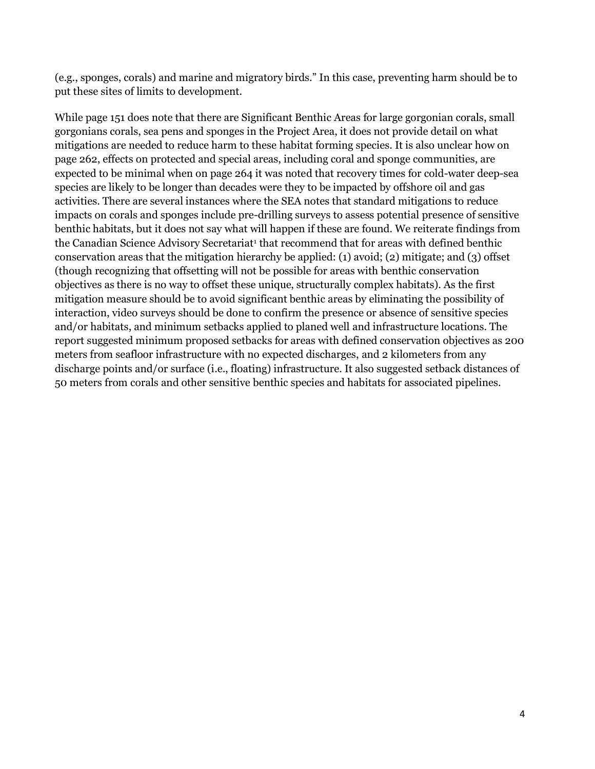(e.g., sponges, corals) and marine and migratory birds." In this case, preventing harm should be to put these sites of limits to development.

While page 151 does note that there are Significant Benthic Areas for large gorgonian corals, small gorgonians corals, sea pens and sponges in the Project Area, it does not provide detail on what mitigations are needed to reduce harm to these habitat forming species. It is also unclear how on page 262, effects on protected and special areas, including coral and sponge communities, are expected to be minimal when on page 264 it was noted that recovery times for cold-water deep-sea species are likely to be longer than decades were they to be impacted by offshore oil and gas activities. There are several instances where the SEA notes that standard mitigations to reduce impacts on corals and sponges include pre-drilling surveys to assess potential presence of sensitive benthic habitats, but it does not say what will happen if these are found. We reiterate findings from the Canadian Science Advisory Secretariat[1] that recommend that for areas with defined benthic conservation areas that the mitigation hierarchy be applied: (1) avoid; (2) mitigate; and (3) offset (though recognizing that offsetting will not be possible for areas with benthic conservation objectives as there is no way to offset these unique, structurally complex habitats). As the first mitigation measure should be to avoid significant benthic areas by eliminating the possibility of interaction, video surveys should be done to confirm the presence or absence of sensitive species and/or habitats, and minimum setbacks applied to planed well and infrastructure locations. The report suggested minimum proposed setbacks for areas with defined conservation objectives as 200 meters from seafloor infrastructure with no expected discharges, and 2 kilometers from any discharge points and/or surface (i.e., floating) infrastructure. It also suggested setback distances of 50 meters from corals and other sensitive benthic species and habitats for associated pipelines.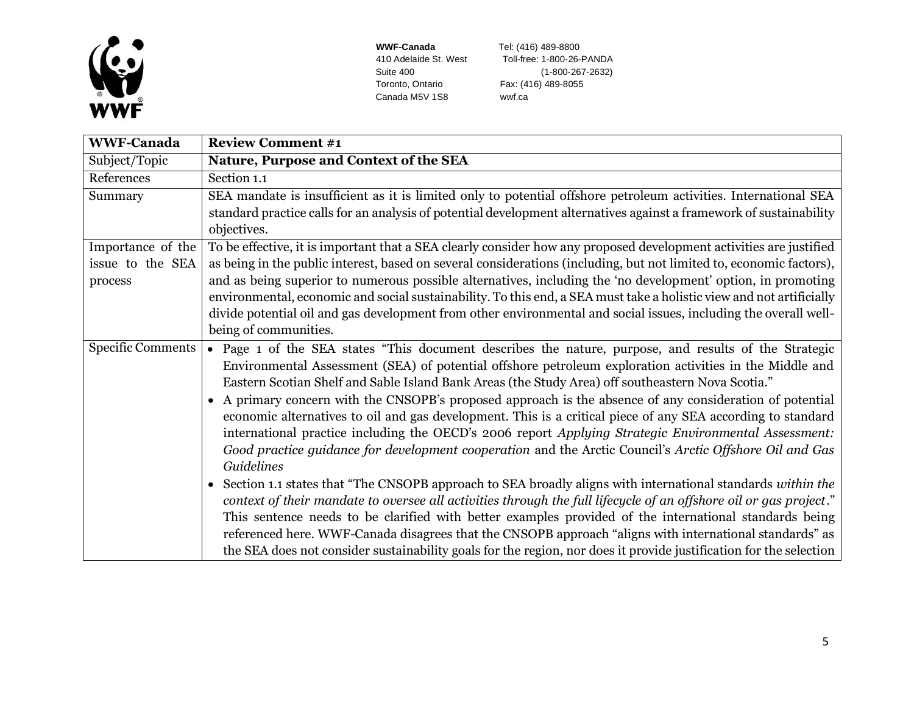**WWF-Canada**
410 Adelaide St. West
Suite 400
Toronto, Ontario
Canada M5V 1S8

Tel: (416) 489-8800
Toll-free: 1-800-26-PANDA
(1-800-267-2632)
Fax: (416) 489-8055
wwf.ca

| **WWF-Canada** | **Review Comment #1** |
|---|---|
| Subject/Topic | **Nature, Purpose and Context of the SEA** |
| References | Section 1.1 |
| Summary | SEA mandate is insufficient as it is limited only to potential offshore petroleum activities. International SEA standard practice calls for an analysis of potential development alternatives against a framework of sustainability objectives. |
| Importance of the issue to the SEA process | To be effective, it is important that a SEA clearly consider how any proposed development activities are justified as being in the public interest, based on several considerations (including, but not limited to, economic factors), and as being superior to numerous possible alternatives, including the 'no development' option, in promoting environmental, economic and social sustainability. To this end, a SEA must take a holistic view and not artificially divide potential oil and gas development from other environmental and social issues, including the overall well-being of communities. |
| Specific Comments | • Page 1 of the SEA states "This document describes the nature, purpose, and results of the Strategic Environmental Assessment (SEA) of potential offshore petroleum exploration activities in the Middle and Eastern Scotian Shelf and Sable Island Bank Areas (the Study Area) off southeastern Nova Scotia."<br>• A primary concern with the CNSOPB's proposed approach is the absence of any consideration of potential economic alternatives to oil and gas development. This is a critical piece of any SEA according to standard international practice including the OECD's 2006 report *Applying Strategic Environmental Assessment: Good practice guidance for development cooperation* and the Arctic Council's *Arctic Offshore Oil and Gas Guidelines*<br>• Section 1.1 states that "The CNSOPB approach to SEA broadly aligns with international standards *within the context of their mandate to oversee all activities through the full lifecycle of an offshore oil or gas project*." This sentence needs to be clarified with better examples provided of the international standards being referenced here. WWF-Canada disagrees that the CNSOPB approach "aligns with international standards" as the SEA does not consider sustainability goals for the region, nor does it provide justification for the selection |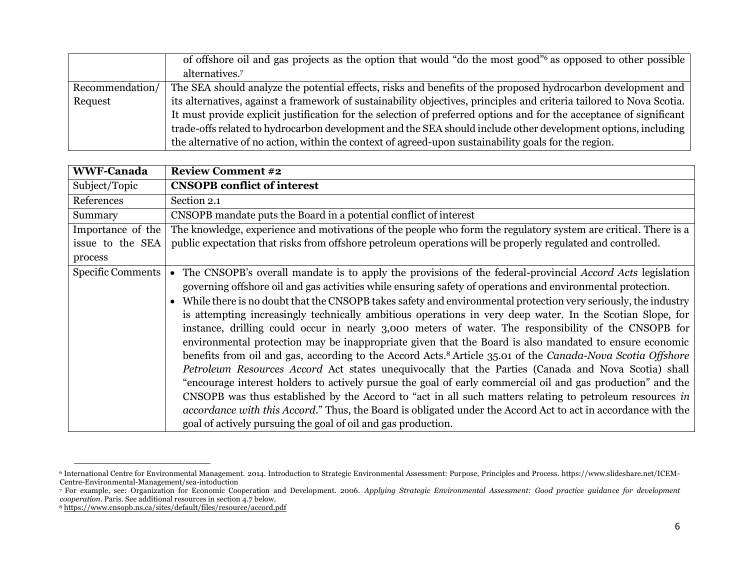| | |
|---|---|
| | of offshore oil and gas projects as the option that would "do the most good"[6] as opposed to other possible alternatives.[7] |
| Recommendation/ Request | The SEA should analyze the potential effects, risks and benefits of the proposed hydrocarbon development and its alternatives, against a framework of sustainability objectives, principles and criteria tailored to Nova Scotia. It must provide explicit justification for the selection of preferred options and for the acceptance of significant trade-offs related to hydrocarbon development and the SEA should include other development options, including the alternative of no action, within the context of agreed-upon sustainability goals for the region. |

| **WWF-Canada** | **Review Comment #2** |
|---|---|
| Subject/Topic | **CNSOPB conflict of interest** |
| References | Section 2.1 |
| Summary | CNSOPB mandate puts the Board in a potential conflict of interest |
| Importance of the issue to the SEA process | The knowledge, experience and motivations of the people who form the regulatory system are critical. There is a public expectation that risks from offshore petroleum operations will be properly regulated and controlled. |
| Specific Comments | • The CNSOPB's overall mandate is to apply the provisions of the federal-provincial *Accord Acts* legislation governing offshore oil and gas activities while ensuring safety of operations and environmental protection.<br>• While there is no doubt that the CNSOPB takes safety and environmental protection very seriously, the industry is attempting increasingly technically ambitious operations in very deep water. In the Scotian Slope, for instance, drilling could occur in nearly 3,000 meters of water. The responsibility of the CNSOPB for environmental protection may be inappropriate given that the Board is also mandated to ensure economic benefits from oil and gas, according to the Accord Acts.[8] Article 35.01 of the *Canada-Nova Scotia Offshore Petroleum Resources Accord* Act states unequivocally that the Parties (Canada and Nova Scotia) shall "encourage interest holders to actively pursue the goal of early commercial oil and gas production" and the CNSOPB was thus established by the Accord to "act in all such matters relating to petroleum resources *in accordance with this Accord*." Thus, the Board is obligated under the Accord Act to act in accordance with the goal of actively pursuing the goal of oil and gas production. |

[6] International Centre for Environmental Management. 2014. Introduction to Strategic Environmental Assessment: Purpose, Principles and Process. https://www.slideshare.net/ICEM-Centre-Environmental-Management/sea-intoduction

[7] For example, see: Organization for Economic Cooperation and Development. 2006. *Applying Strategic Environmental Assessment: Good practice guidance for development cooperation.* Paris. See additional resources in section 4.7 below.

[8] https://www.cnsopb.ns.ca/sites/default/files/resource/accord.pdf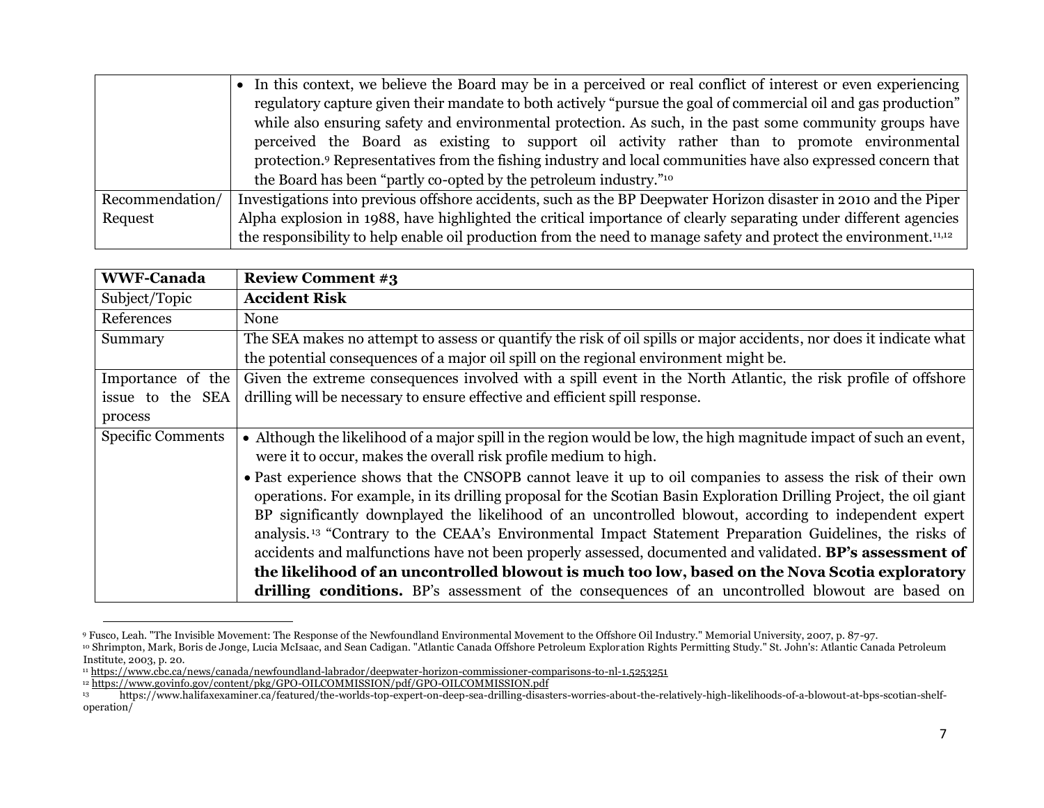| | |
|---|---|
| | • In this context, we believe the Board may be in a perceived or real conflict of interest or even experiencing regulatory capture given their mandate to both actively "pursue the goal of commercial oil and gas production" while also ensuring safety and environmental protection. As such, in the past some community groups have perceived the Board as existing to support oil activity rather than to promote environmental protection.[9] Representatives from the fishing industry and local communities have also expressed concern that the Board has been "partly co-opted by the petroleum industry."[10] |
| Recommendation/ Request | Investigations into previous offshore accidents, such as the BP Deepwater Horizon disaster in 2010 and the Piper Alpha explosion in 1988, have highlighted the critical importance of clearly separating under different agencies the responsibility to help enable oil production from the need to manage safety and protect the environment.[11,12] |

| **WWF-Canada** | **Review Comment #3** |
|---|---|
| Subject/Topic | **Accident Risk** |
| References | None |
| Summary | The SEA makes no attempt to assess or quantify the risk of oil spills or major accidents, nor does it indicate what the potential consequences of a major oil spill on the regional environment might be. |
| Importance of the issue to the SEA process | Given the extreme consequences involved with a spill event in the North Atlantic, the risk profile of offshore drilling will be necessary to ensure effective and efficient spill response. |
| Specific Comments | • Although the likelihood of a major spill in the region would be low, the high magnitude impact of such an event, were it to occur, makes the overall risk profile medium to high.<br>• Past experience shows that the CNSOPB cannot leave it up to oil companies to assess the risk of their own operations. For example, in its drilling proposal for the Scotian Basin Exploration Drilling Project, the oil giant BP significantly downplayed the likelihood of an uncontrolled blowout, according to independent expert analysis.[13] "Contrary to the CEAA's Environmental Impact Statement Preparation Guidelines, the risks of accidents and malfunctions have not been properly assessed, documented and validated. **BP's assessment of the likelihood of an uncontrolled blowout is much too low, based on the Nova Scotia exploratory drilling conditions.** BP's assessment of the consequences of an uncontrolled blowout are based on |

[9] Fusco, Leah. "The Invisible Movement: The Response of the Newfoundland Environmental Movement to the Offshore Oil Industry." Memorial University, 2007, p. 87-97.

[10] Shrimpton, Mark, Boris de Jonge, Lucia McIsaac, and Sean Cadigan. "Atlantic Canada Offshore Petroleum Exploration Rights Permitting Study." St. John's: Atlantic Canada Petroleum Institute, 2003, p. 20.

[11] https://www.cbc.ca/news/canada/newfoundland-labrador/deepwater-horizon-commissioner-comparisons-to-nl-1.5253251

[12] https://www.govinfo.gov/content/pkg/GPO-OILCOMMISSION/pdf/GPO-OILCOMMISSION.pdf

[13] https://www.halifaxexaminer.ca/featured/the-worlds-top-expert-on-deep-sea-drilling-disasters-worries-about-the-relatively-high-likelihoods-of-a-blowout-at-bps-scotian-shelf-operation/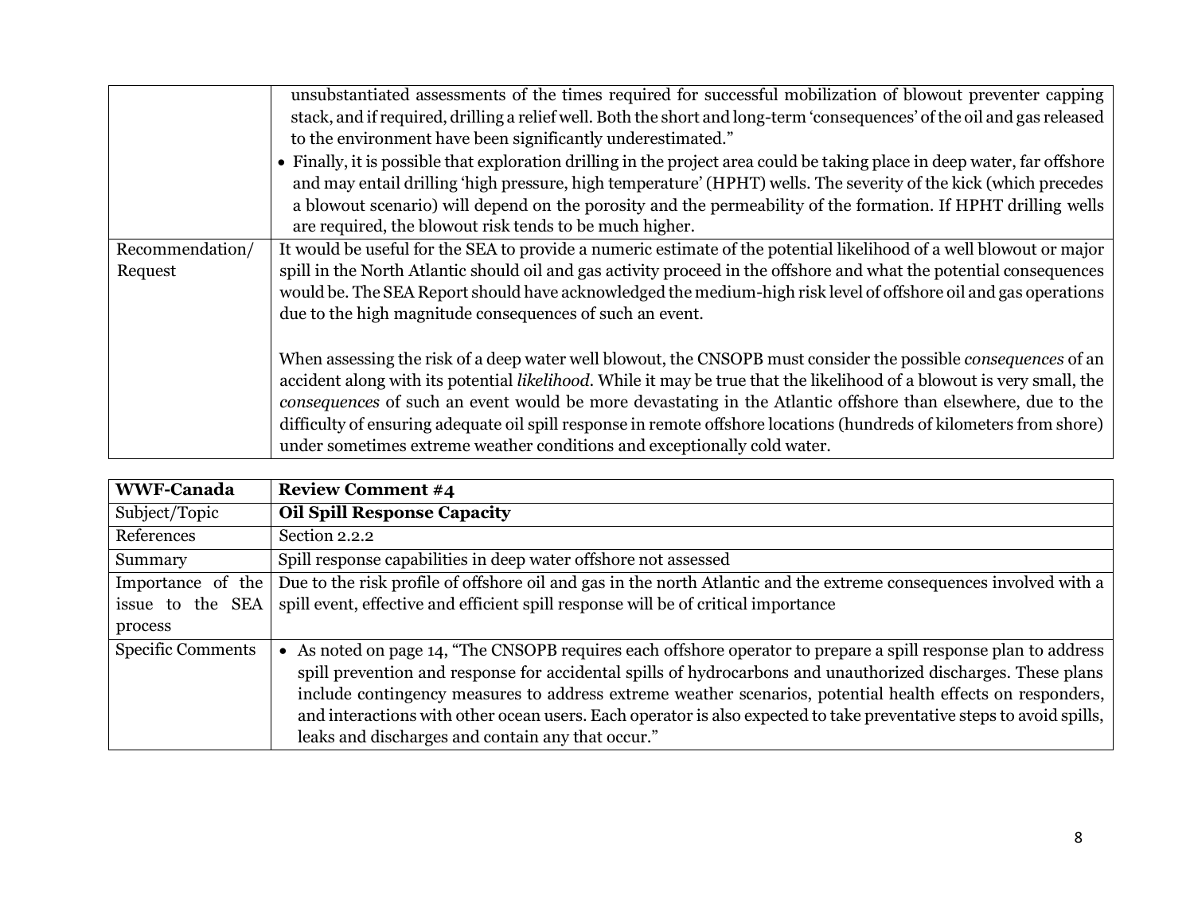| | |
|---|---|
| | unsubstantiated assessments of the times required for successful mobilization of blowout preventer capping stack, and if required, drilling a relief well. Both the short and long-term 'consequences' of the oil and gas released to the environment have been significantly underestimated."<br>• Finally, it is possible that exploration drilling in the project area could be taking place in deep water, far offshore and may entail drilling 'high pressure, high temperature' (HPHT) wells. The severity of the kick (which precedes a blowout scenario) will depend on the porosity and the permeability of the formation. If HPHT drilling wells are required, the blowout risk tends to be much higher. |
| Recommendation/ Request | It would be useful for the SEA to provide a numeric estimate of the potential likelihood of a well blowout or major spill in the North Atlantic should oil and gas activity proceed in the offshore and what the potential consequences would be. The SEA Report should have acknowledged the medium-high risk level of offshore oil and gas operations due to the high magnitude consequences of such an event.<br><br>When assessing the risk of a deep water well blowout, the CNSOPB must consider the possible *consequences* of an accident along with its potential *likelihood*. While it may be true that the likelihood of a blowout is very small, the *consequences* of such an event would be more devastating in the Atlantic offshore than elsewhere, due to the difficulty of ensuring adequate oil spill response in remote offshore locations (hundreds of kilometers from shore) under sometimes extreme weather conditions and exceptionally cold water. |

| **WWF-Canada** | **Review Comment #4** |
|---|---|
| Subject/Topic | **Oil Spill Response Capacity** |
| References | Section 2.2.2 |
| Summary | Spill response capabilities in deep water offshore not assessed |
| Importance of the issue to the SEA process | Due to the risk profile of offshore oil and gas in the north Atlantic and the extreme consequences involved with a spill event, effective and efficient spill response will be of critical importance |
| Specific Comments | • As noted on page 14, "The CNSOPB requires each offshore operator to prepare a spill response plan to address spill prevention and response for accidental spills of hydrocarbons and unauthorized discharges. These plans include contingency measures to address extreme weather scenarios, potential health effects on responders, and interactions with other ocean users. Each operator is also expected to take preventative steps to avoid spills, leaks and discharges and contain any that occur." |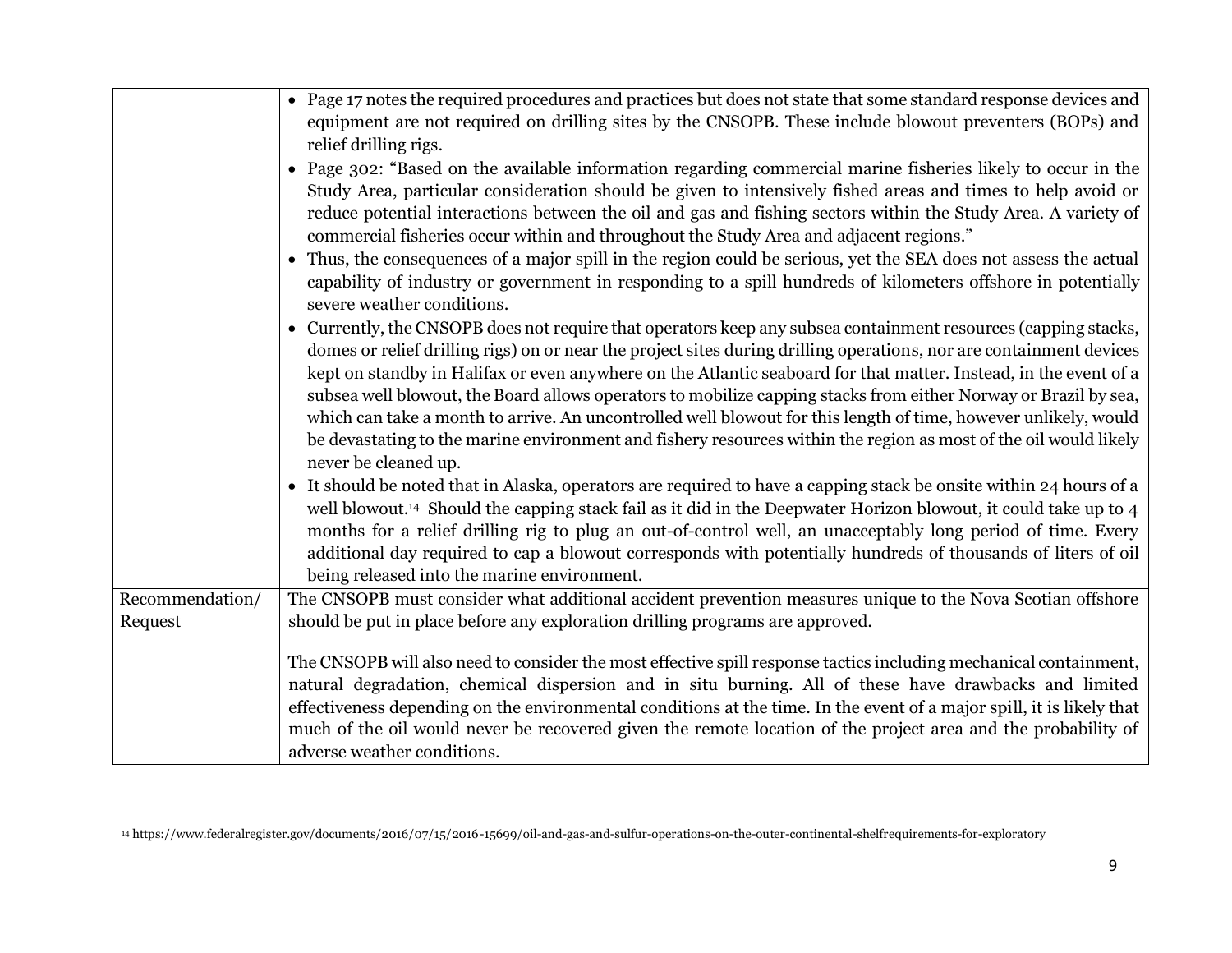| | |
|---|---|
| | • Page 17 notes the required procedures and practices but does not state that some standard response devices and equipment are not required on drilling sites by the CNSOPB. These include blowout preventers (BOPs) and relief drilling rigs.<br>• Page 302: "Based on the available information regarding commercial marine fisheries likely to occur in the Study Area, particular consideration should be given to intensively fished areas and times to help avoid or reduce potential interactions between the oil and gas and fishing sectors within the Study Area. A variety of commercial fisheries occur within and throughout the Study Area and adjacent regions."<br>• Thus, the consequences of a major spill in the region could be serious, yet the SEA does not assess the actual capability of industry or government in responding to a spill hundreds of kilometers offshore in potentially severe weather conditions.<br>• Currently, the CNSOPB does not require that operators keep any subsea containment resources (capping stacks, domes or relief drilling rigs) on or near the project sites during drilling operations, nor are containment devices kept on standby in Halifax or even anywhere on the Atlantic seaboard for that matter. Instead, in the event of a subsea well blowout, the Board allows operators to mobilize capping stacks from either Norway or Brazil by sea, which can take a month to arrive. An uncontrolled well blowout for this length of time, however unlikely, would be devastating to the marine environment and fishery resources within the region as most of the oil would likely never be cleaned up.<br>• It should be noted that in Alaska, operators are required to have a capping stack be onsite within 24 hours of a well blowout.[14] Should the capping stack fail as it did in the Deepwater Horizon blowout, it could take up to 4 months for a relief drilling rig to plug an out-of-control well, an unacceptably long period of time. Every additional day required to cap a blowout corresponds with potentially hundreds of thousands of liters of oil being released into the marine environment. |
| Recommendation/ Request | The CNSOPB must consider what additional accident prevention measures unique to the Nova Scotian offshore should be put in place before any exploration drilling programs are approved.<br><br>The CNSOPB will also need to consider the most effective spill response tactics including mechanical containment, natural degradation, chemical dispersion and in situ burning. All of these have drawbacks and limited effectiveness depending on the environmental conditions at the time. In the event of a major spill, it is likely that much of the oil would never be recovered given the remote location of the project area and the probability of adverse weather conditions. |

[14] https://www.federalregister.gov/documents/2016/07/15/2016-15699/oil-and-gas-and-sulfur-operations-on-the-outer-continental-shelfrequirements-for-exploratory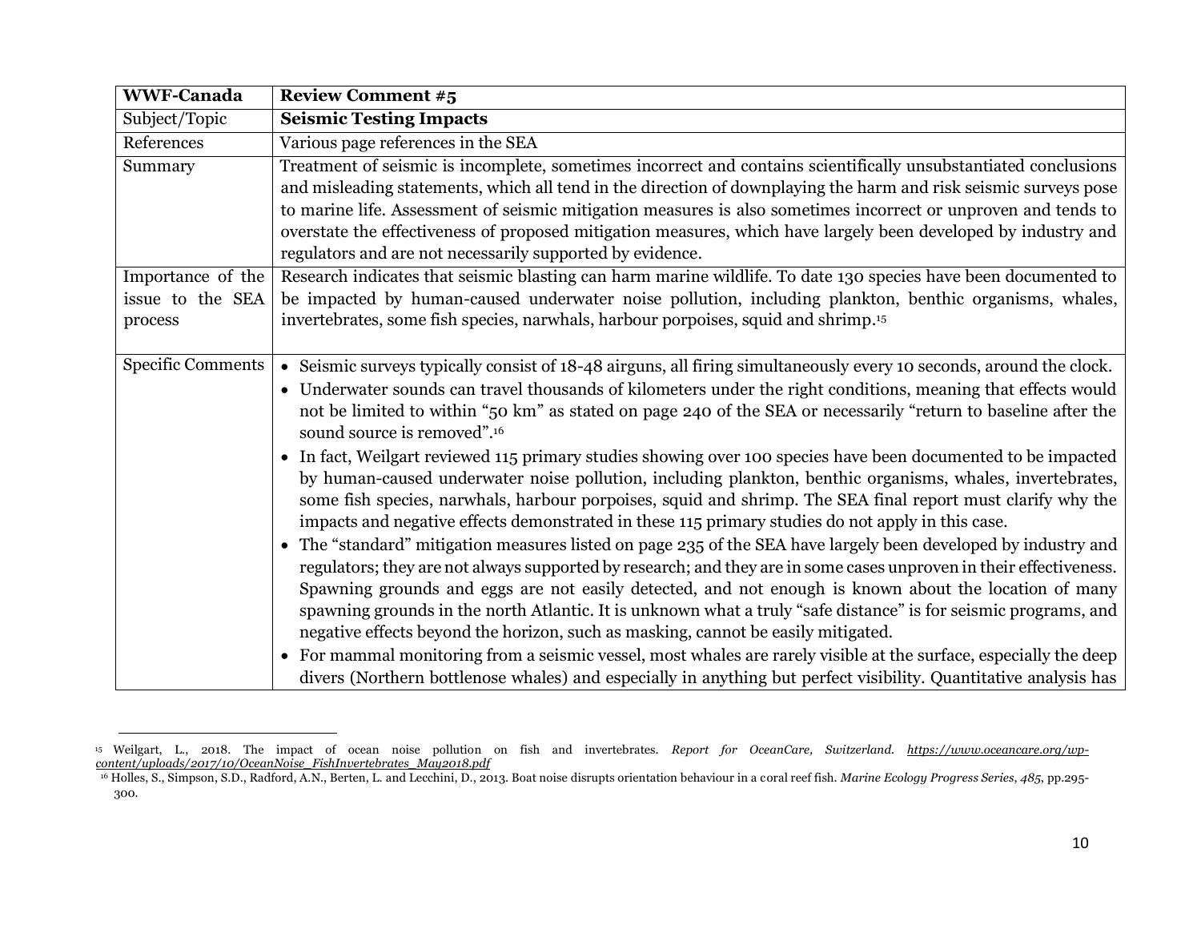| WWF-Canada | Review Comment #5 |
|---|---|
| Subject/Topic | **Seismic Testing Impacts** |
| References | Various page references in the SEA |
| Summary | Treatment of seismic is incomplete, sometimes incorrect and contains scientifically unsubstantiated conclusions and misleading statements, which all tend in the direction of downplaying the harm and risk seismic surveys pose to marine life. Assessment of seismic mitigation measures is also sometimes incorrect or unproven and tends to overstate the effectiveness of proposed mitigation measures, which have largely been developed by industry and regulators and are not necessarily supported by evidence. |
| Importance of the issue to the SEA process | Research indicates that seismic blasting can harm marine wildlife. To date 130 species have been documented to be impacted by human-caused underwater noise pollution, including plankton, benthic organisms, whales, invertebrates, some fish species, narwhals, harbour porpoises, squid and shrimp.[15] |
| Specific Comments | • Seismic surveys typically consist of 18-48 airguns, all firing simultaneously every 10 seconds, around the clock.<br>• Underwater sounds can travel thousands of kilometers under the right conditions, meaning that effects would not be limited to within "50 km" as stated on page 240 of the SEA or necessarily "return to baseline after the sound source is removed".[16]<br>• In fact, Weilgart reviewed 115 primary studies showing over 100 species have been documented to be impacted by human-caused underwater noise pollution, including plankton, benthic organisms, whales, invertebrates, some fish species, narwhals, harbour porpoises, squid and shrimp. The SEA final report must clarify why the impacts and negative effects demonstrated in these 115 primary studies do not apply in this case.<br>• The "standard" mitigation measures listed on page 235 of the SEA have largely been developed by industry and regulators; they are not always supported by research; and they are in some cases unproven in their effectiveness. Spawning grounds and eggs are not easily detected, and not enough is known about the location of many spawning grounds in the north Atlantic. It is unknown what a truly "safe distance" is for seismic programs, and negative effects beyond the horizon, such as masking, cannot be easily mitigated.<br>• For mammal monitoring from a seismic vessel, most whales are rarely visible at the surface, especially the deep divers (Northern bottlenose whales) and especially in anything but perfect visibility. Quantitative analysis has |

[15] Weilgart, L., 2018. The impact of ocean noise pollution on fish and invertebrates. *Report for OceanCare, Switzerland.* *https://www.oceancare.org/wp-content/uploads/2017/10/OceanNoise_FishInvertebrates_May2018.pdf*

[16] Holles, S., Simpson, S.D., Radford, A.N., Berten, L. and Lecchini, D., 2013. Boat noise disrupts orientation behaviour in a coral reef fish. *Marine Ecology Progress Series, 485*, pp.295-300.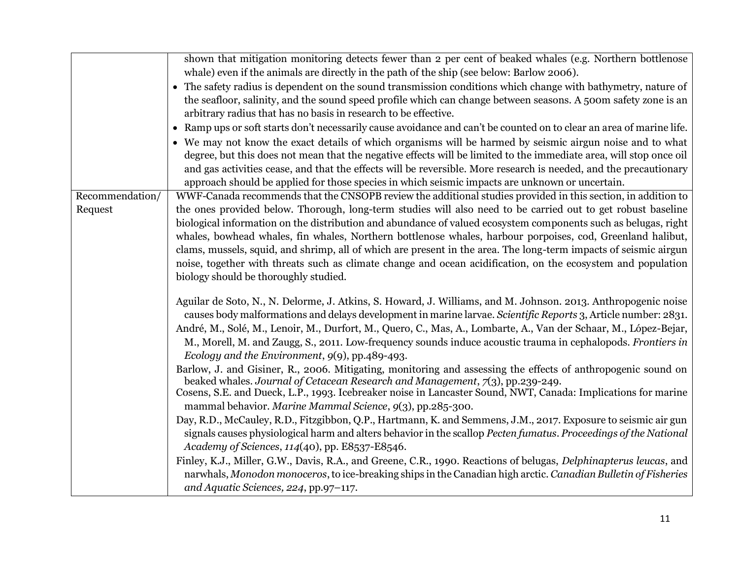| | |
|---|---|
| | shown that mitigation monitoring detects fewer than 2 per cent of beaked whales (e.g. Northern bottlenose whale) even if the animals are directly in the path of the ship (see below: Barlow 2006).<br>• The safety radius is dependent on the sound transmission conditions which change with bathymetry, nature of the seafloor, salinity, and the sound speed profile which can change between seasons. A 500m safety zone is an arbitrary radius that has no basis in research to be effective.<br>• Ramp ups or soft starts don't necessarily cause avoidance and can't be counted on to clear an area of marine life.<br>• We may not know the exact details of which organisms will be harmed by seismic airgun noise and to what degree, but this does not mean that the negative effects will be limited to the immediate area, will stop once oil and gas activities cease, and that the effects will be reversible. More research is needed, and the precautionary approach should be applied for those species in which seismic impacts are unknown or uncertain. |
| Recommendation/ Request | WWF-Canada recommends that the CNSOPB review the additional studies provided in this section, in addition to the ones provided below. Thorough, long-term studies will also need to be carried out to get robust baseline biological information on the distribution and abundance of valued ecosystem components such as belugas, right whales, bowhead whales, fin whales, Northern bottlenose whales, harbour porpoises, cod, Greenland halibut, clams, mussels, squid, and shrimp, all of which are present in the area. The long-term impacts of seismic airgun noise, together with threats such as climate change and ocean acidification, on the ecosystem and population biology should be thoroughly studied.<br><br>Aguilar de Soto, N., N. Delorme, J. Atkins, S. Howard, J. Williams, and M. Johnson. 2013. Anthropogenic noise causes body malformations and delays development in marine larvae. *Scientific Reports* 3, Article number: 2831.<br>André, M., Solé, M., Lenoir, M., Durfort, M., Quero, C., Mas, A., Lombarte, A., Van der Schaar, M., López-Bejar, M., Morell, M. and Zaugg, S., 2011. Low-frequency sounds induce acoustic trauma in cephalopods. *Frontiers in Ecology and the Environment*, *9*(9), pp.489-493.<br>Barlow, J. and Gisiner, R., 2006. Mitigating, monitoring and assessing the effects of anthropogenic sound on beaked whales. *Journal of Cetacean Research and Management*, *7*(3), pp.239-249.<br>Cosens, S.E. and Dueck, L.P., 1993. Icebreaker noise in Lancaster Sound, NWT, Canada: Implications for marine mammal behavior. *Marine Mammal Science*, *9*(3), pp.285-300.<br>Day, R.D., McCauley, R.D., Fitzgibbon, Q.P., Hartmann, K. and Semmens, J.M., 2017. Exposure to seismic air gun signals causes physiological harm and alters behavior in the scallop *Pecten fumatus*. *Proceedings of the National Academy of Sciences*, *114*(40), pp. E8537-E8546.<br>Finley, K.J., Miller, G.W., Davis, R.A., and Greene, C.R., 1990. Reactions of belugas, *Delphinapterus leucas*, and narwhals, *Monodon monoceros*, to ice-breaking ships in the Canadian high arctic. *Canadian Bulletin of Fisheries and Aquatic Sciences, 224*, pp.97–117. |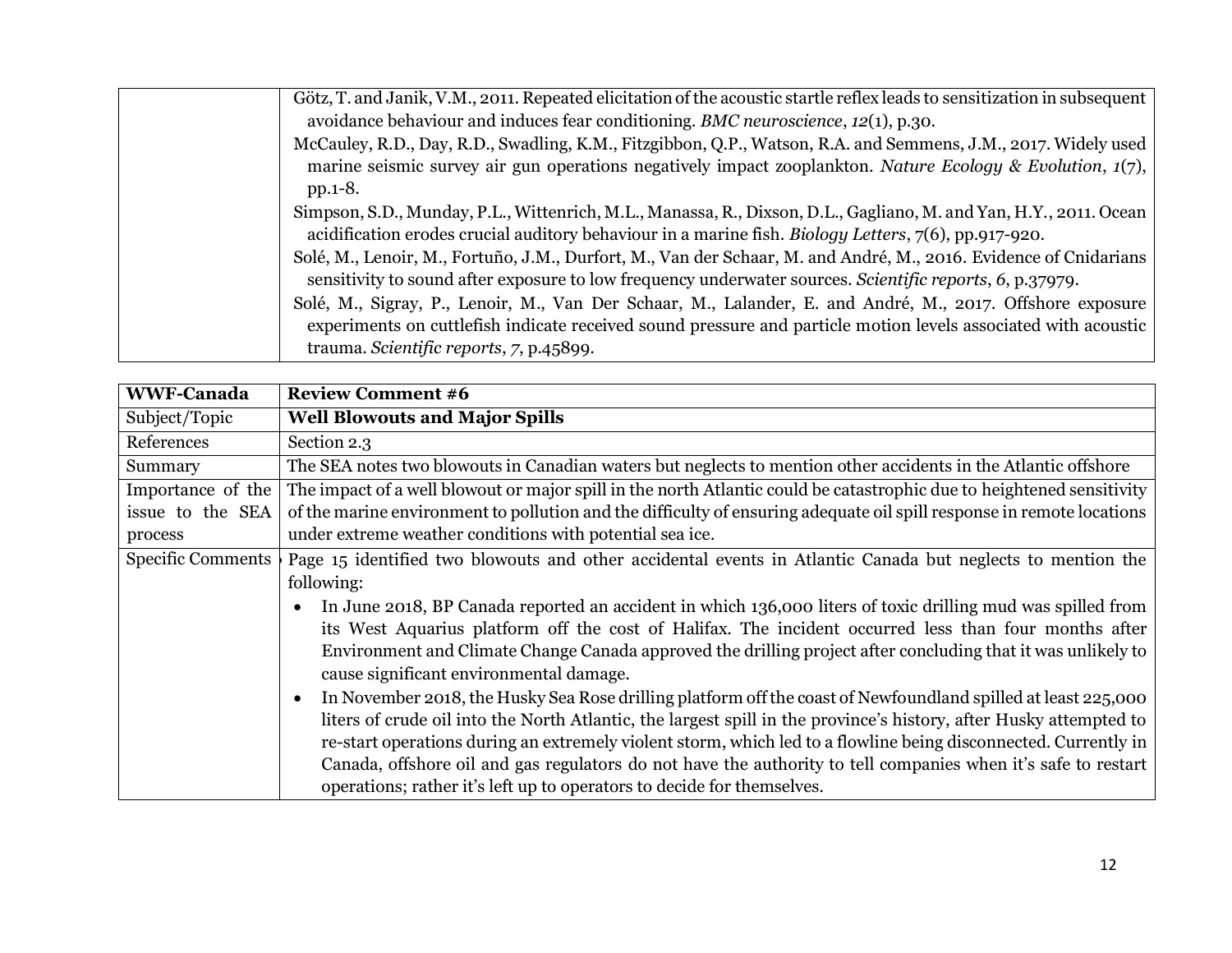| | |
|---|---|
| | Götz, T. and Janik, V.M., 2011. Repeated elicitation of the acoustic startle reflex leads to sensitization in subsequent avoidance behaviour and induces fear conditioning. *BMC neuroscience*, *12*(1), p.30.<br>McCauley, R.D., Day, R.D., Swadling, K.M., Fitzgibbon, Q.P., Watson, R.A. and Semmens, J.M., 2017. Widely used marine seismic survey air gun operations negatively impact zooplankton. *Nature Ecology & Evolution*, *1*(7), pp.1-8.<br>Simpson, S.D., Munday, P.L., Wittenrich, M.L., Manassa, R., Dixson, D.L., Gagliano, M. and Yan, H.Y., 2011. Ocean acidification erodes crucial auditory behaviour in a marine fish. *Biology Letters*, 7(6), pp.917-920.<br>Solé, M., Lenoir, M., Fortuño, J.M., Durfort, M., Van der Schaar, M. and André, M., 2016. Evidence of Cnidarians sensitivity to sound after exposure to low frequency underwater sources. *Scientific reports*, *6*, p.37979.<br>Solé, M., Sigray, P., Lenoir, M., Van Der Schaar, M., Lalander, E. and André, M., 2017. Offshore exposure experiments on cuttlefish indicate received sound pressure and particle motion levels associated with acoustic trauma. *Scientific reports*, *7*, p.45899. |

| **WWF-Canada** | **Review Comment #6** |
|---|---|
| Subject/Topic | **Well Blowouts and Major Spills** |
| References | Section 2.3 |
| Summary | The SEA notes two blowouts in Canadian waters but neglects to mention other accidents in the Atlantic offshore |
| Importance of the issue to the SEA process | The impact of a well blowout or major spill in the north Atlantic could be catastrophic due to heightened sensitivity of the marine environment to pollution and the difficulty of ensuring adequate oil spill response in remote locations under extreme weather conditions with potential sea ice. |
| Specific Comments | Page 15 identified two blowouts and other accidental events in Atlantic Canada but neglects to mention the following:<br>• In June 2018, BP Canada reported an accident in which 136,000 liters of toxic drilling mud was spilled from its West Aquarius platform off the cost of Halifax. The incident occurred less than four months after Environment and Climate Change Canada approved the drilling project after concluding that it was unlikely to cause significant environmental damage.<br>• In November 2018, the Husky Sea Rose drilling platform off the coast of Newfoundland spilled at least 225,000 liters of crude oil into the North Atlantic, the largest spill in the province's history, after Husky attempted to re-start operations during an extremely violent storm, which led to a flowline being disconnected. Currently in Canada, offshore oil and gas regulators do not have the authority to tell companies when it's safe to restart operations; rather it's left up to operators to decide for themselves. |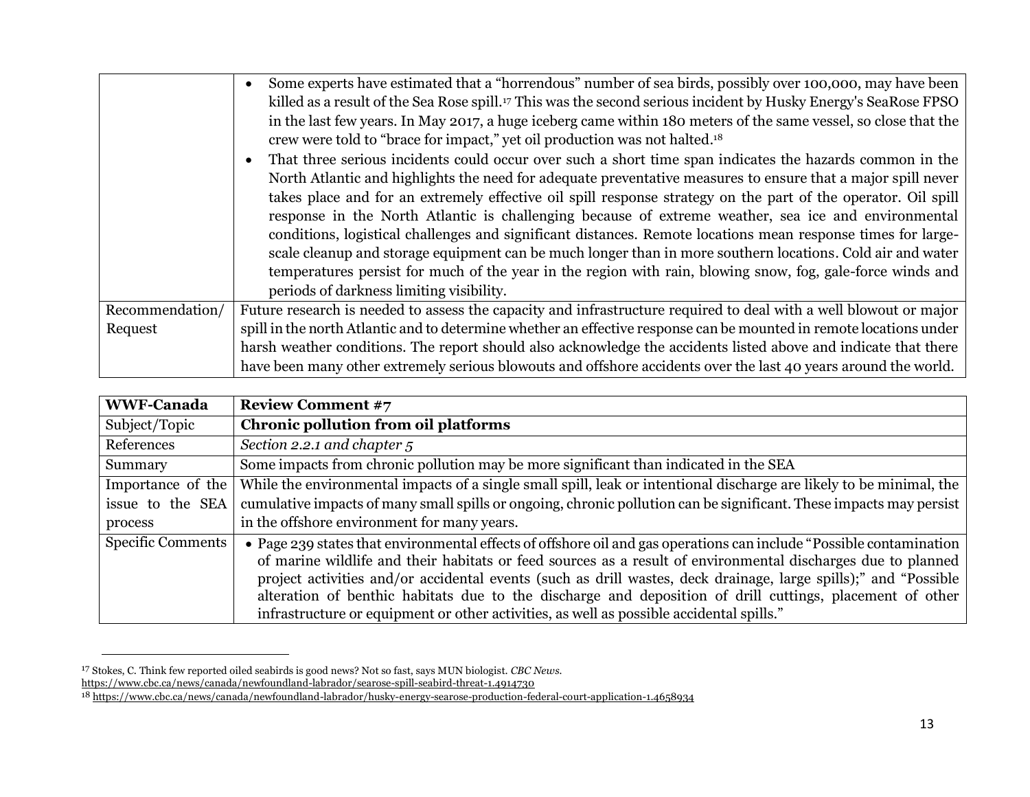| | |
|---|---|
| | • Some experts have estimated that a "horrendous" number of sea birds, possibly over 100,000, may have been killed as a result of the Sea Rose spill.[17] This was the second serious incident by Husky Energy's SeaRose FPSO in the last few years. In May 2017, a huge iceberg came within 180 meters of the same vessel, so close that the crew were told to "brace for impact," yet oil production was not halted.[18]<br>• That three serious incidents could occur over such a short time span indicates the hazards common in the North Atlantic and highlights the need for adequate preventative measures to ensure that a major spill never takes place and for an extremely effective oil spill response strategy on the part of the operator. Oil spill response in the North Atlantic is challenging because of extreme weather, sea ice and environmental conditions, logistical challenges and significant distances. Remote locations mean response times for large-scale cleanup and storage equipment can be much longer than in more southern locations. Cold air and water temperatures persist for much of the year in the region with rain, blowing snow, fog, gale-force winds and periods of darkness limiting visibility. |
| Recommendation/ Request | Future research is needed to assess the capacity and infrastructure required to deal with a well blowout or major spill in the north Atlantic and to determine whether an effective response can be mounted in remote locations under harsh weather conditions. The report should also acknowledge the accidents listed above and indicate that there have been many other extremely serious blowouts and offshore accidents over the last 40 years around the world. |

| **WWF-Canada** | **Review Comment #7** |
|---|---|
| Subject/Topic | **Chronic pollution from oil platforms** |
| References | *Section 2.2.1 and chapter 5* |
| Summary | Some impacts from chronic pollution may be more significant than indicated in the SEA |
| Importance of the issue to the SEA process | While the environmental impacts of a single small spill, leak or intentional discharge are likely to be minimal, the cumulative impacts of many small spills or ongoing, chronic pollution can be significant. These impacts may persist in the offshore environment for many years. |
| Specific Comments | • Page 239 states that environmental effects of offshore oil and gas operations can include "Possible contamination of marine wildlife and their habitats or feed sources as a result of environmental discharges due to planned project activities and/or accidental events (such as drill wastes, deck drainage, large spills);" and "Possible alteration of benthic habitats due to the discharge and deposition of drill cuttings, placement of other infrastructure or equipment or other activities, as well as possible accidental spills." |

[17] Stokes, C. Think few reported oiled seabirds is good news? Not so fast, says MUN biologist. *CBC News.* https://www.cbc.ca/news/canada/newfoundland-labrador/searose-spill-seabird-threat-1.4914730

[18] https://www.cbc.ca/news/canada/newfoundland-labrador/husky-energy-searose-production-federal-court-application-1.4658934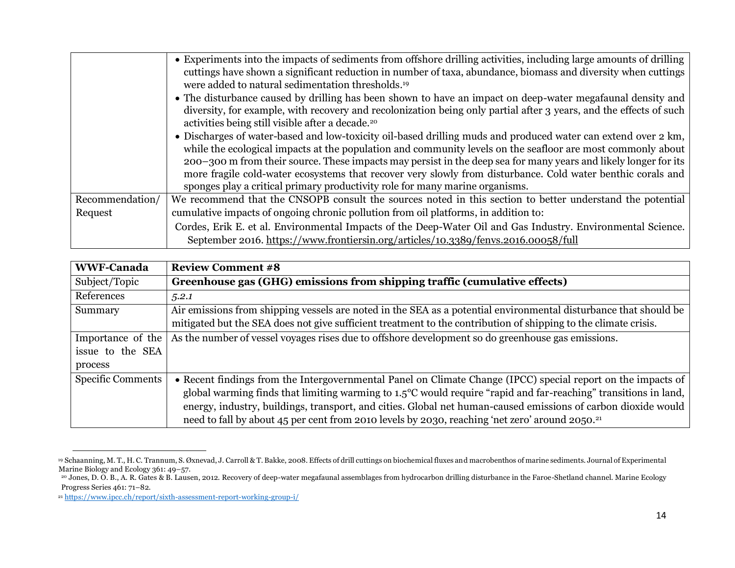| | |
|---|---|
| | • Experiments into the impacts of sediments from offshore drilling activities, including large amounts of drilling cuttings have shown a significant reduction in number of taxa, abundance, biomass and diversity when cuttings were added to natural sedimentation thresholds.[19]<br>• The disturbance caused by drilling has been shown to have an impact on deep-water megafaunal density and diversity, for example, with recovery and recolonization being only partial after 3 years, and the effects of such activities being still visible after a decade.[20]<br>• Discharges of water-based and low-toxicity oil-based drilling muds and produced water can extend over 2 km, while the ecological impacts at the population and community levels on the seafloor are most commonly about 200–300 m from their source. These impacts may persist in the deep sea for many years and likely longer for its more fragile cold-water ecosystems that recover very slowly from disturbance. Cold water benthic corals and sponges play a critical primary productivity role for many marine organisms. |
| Recommendation/ Request | We recommend that the CNSOPB consult the sources noted in this section to better understand the potential cumulative impacts of ongoing chronic pollution from oil platforms, in addition to:<br>Cordes, Erik E. et al. Environmental Impacts of the Deep-Water Oil and Gas Industry. Environmental Science. September 2016. https://www.frontiersin.org/articles/10.3389/fenvs.2016.00058/full |

| **WWF-Canada** | **Review Comment #8** |
|---|---|
| Subject/Topic | **Greenhouse gas (GHG) emissions from shipping traffic (cumulative effects)** |
| References | *5.2.1* |
| Summary | Air emissions from shipping vessels are noted in the SEA as a potential environmental disturbance that should be mitigated but the SEA does not give sufficient treatment to the contribution of shipping to the climate crisis. |
| Importance of the issue to the SEA process | As the number of vessel voyages rises due to offshore development so do greenhouse gas emissions. |
| Specific Comments | • Recent findings from the Intergovernmental Panel on Climate Change (IPCC) special report on the impacts of global warming finds that limiting warming to 1.5°C would require "rapid and far-reaching" transitions in land, energy, industry, buildings, transport, and cities. Global net human-caused emissions of carbon dioxide would need to fall by about 45 per cent from 2010 levels by 2030, reaching 'net zero' around 2050.[21] |

[19] Schaanning, M. T., H. C. Trannum, S. Øxnevad, J. Carroll & T. Bakke, 2008. Effects of drill cuttings on biochemical fluxes and macrobenthos of marine sediments. Journal of Experimental Marine Biology and Ecology 361: 49–57.

[20] Jones, D. O. B., A. R. Gates & B. Lausen, 2012. Recovery of deep-water megafaunal assemblages from hydrocarbon drilling disturbance in the Faroe-Shetland channel. Marine Ecology Progress Series 461: 71–82.

[21] https://www.ipcc.ch/report/sixth-assessment-report-working-group-i/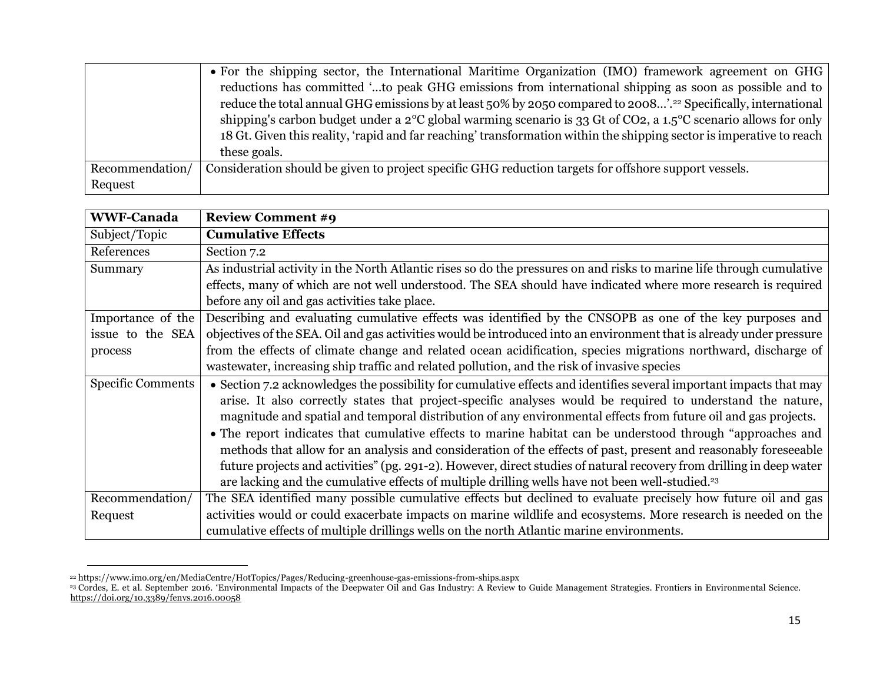| | |
|---|---|
| | • For the shipping sector, the International Maritime Organization (IMO) framework agreement on GHG reductions has committed '…to peak GHG emissions from international shipping as soon as possible and to reduce the total annual GHG emissions by at least 50% by 2050 compared to 2008…'.[22] Specifically, international shipping's carbon budget under a 2°C global warming scenario is 33 Gt of $CO_2$, a 1.5°C scenario allows for only 18 Gt. Given this reality, 'rapid and far reaching' transformation within the shipping sector is imperative to reach these goals. |
| Recommendation/ Request | Consideration should be given to project specific GHG reduction targets for offshore support vessels. |

| **WWF-Canada** | **Review Comment #9** |
|---|---|
| Subject/Topic | **Cumulative Effects** |
| References | Section 7.2 |
| Summary | As industrial activity in the North Atlantic rises so do the pressures on and risks to marine life through cumulative effects, many of which are not well understood. The SEA should have indicated where more research is required before any oil and gas activities take place. |
| Importance of the issue to the SEA process | Describing and evaluating cumulative effects was identified by the CNSOPB as one of the key purposes and objectives of the SEA. Oil and gas activities would be introduced into an environment that is already under pressure from the effects of climate change and related ocean acidification, species migrations northward, discharge of wastewater, increasing ship traffic and related pollution, and the risk of invasive species |
| Specific Comments | • Section 7.2 acknowledges the possibility for cumulative effects and identifies several important impacts that may arise. It also correctly states that project-specific analyses would be required to understand the nature, magnitude and spatial and temporal distribution of any environmental effects from future oil and gas projects. <br> • The report indicates that cumulative effects to marine habitat can be understood through "approaches and methods that allow for an analysis and consideration of the effects of past, present and reasonably foreseeable future projects and activities" (pg. 291-2). However, direct studies of natural recovery from drilling in deep water are lacking and the cumulative effects of multiple drilling wells have not been well-studied.[23] |
| Recommendation/ Request | The SEA identified many possible cumulative effects but declined to evaluate precisely how future oil and gas activities would or could exacerbate impacts on marine wildlife and ecosystems. More research is needed on the cumulative effects of multiple drillings wells on the north Atlantic marine environments. |

[22] https://www.imo.org/en/MediaCentre/HotTopics/Pages/Reducing-greenhouse-gas-emissions-from-ships.aspx

[23] Cordes, E. et al. September 2016. 'Environmental Impacts of the Deepwater Oil and Gas Industry: A Review to Guide Management Strategies. Frontiers in Environmental Science. https://doi.org/10.3389/fenvs.2016.00058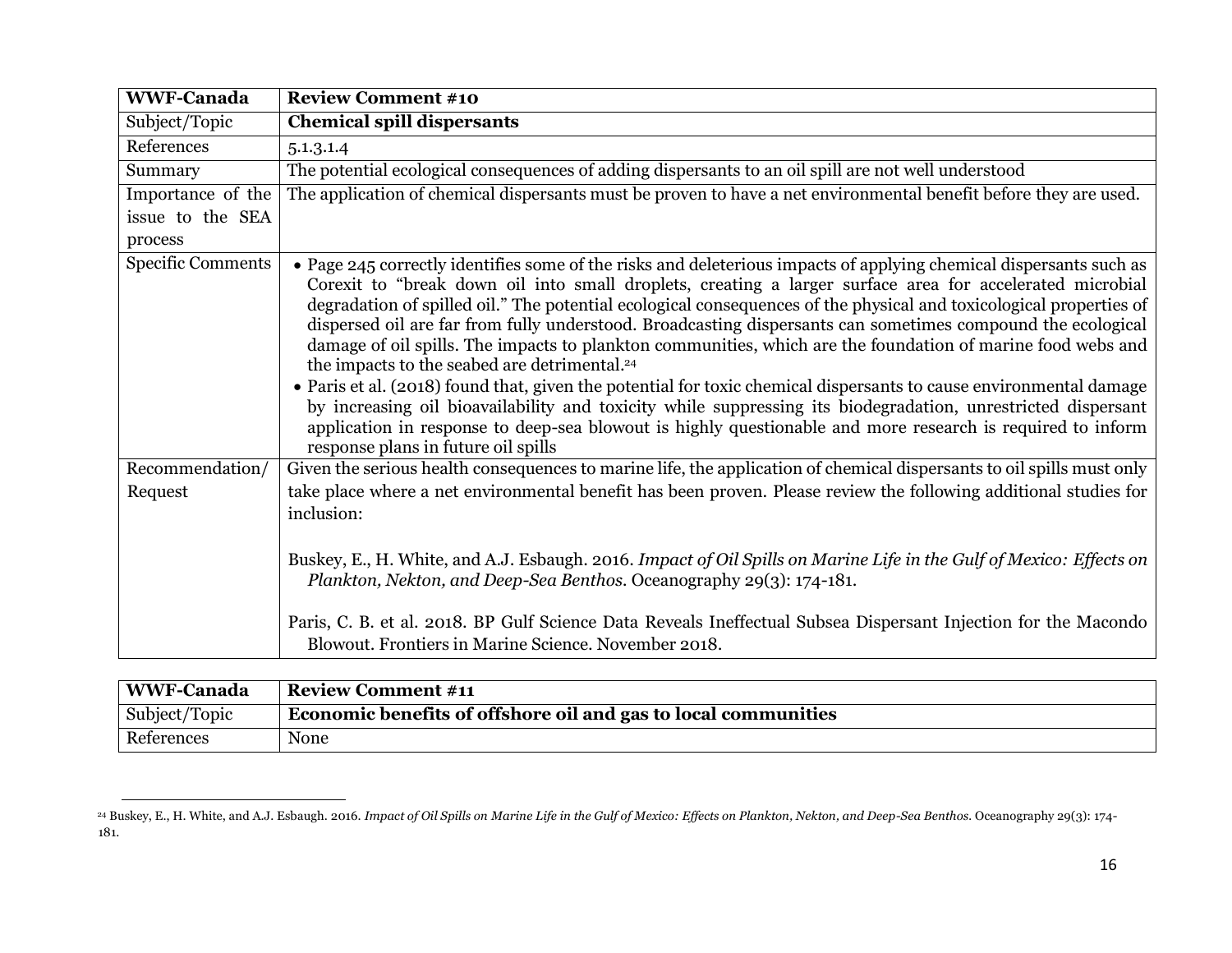| WWF-Canada | Review Comment #10 |
|---|---|
| Subject/Topic | **Chemical spill dispersants** |
| References | 5.1.3.1.4 |
| Summary | The potential ecological consequences of adding dispersants to an oil spill are not well understood |
| Importance of the issue to the SEA process | The application of chemical dispersants must be proven to have a net environmental benefit before they are used. |
| Specific Comments | • Page 245 correctly identifies some of the risks and deleterious impacts of applying chemical dispersants such as Corexit to "break down oil into small droplets, creating a larger surface area for accelerated microbial degradation of spilled oil." The potential ecological consequences of the physical and toxicological properties of dispersed oil are far from fully understood. Broadcasting dispersants can sometimes compound the ecological damage of oil spills. The impacts to plankton communities, which are the foundation of marine food webs and the impacts to the seabed are detrimental.[24]<br>• Paris et al. (2018) found that, given the potential for toxic chemical dispersants to cause environmental damage by increasing oil bioavailability and toxicity while suppressing its biodegradation, unrestricted dispersant application in response to deep-sea blowout is highly questionable and more research is required to inform response plans in future oil spills |
| Recommendation/ Request | Given the serious health consequences to marine life, the application of chemical dispersants to oil spills must only take place where a net environmental benefit has been proven. Please review the following additional studies for inclusion:<br><br>Buskey, E., H. White, and A.J. Esbaugh. 2016. *Impact of Oil Spills on Marine Life in the Gulf of Mexico: Effects on Plankton, Nekton, and Deep-Sea Benthos*. Oceanography 29(3): 174-181.<br><br>Paris, C. B. et al. 2018. BP Gulf Science Data Reveals Ineffectual Subsea Dispersant Injection for the Macondo Blowout. Frontiers in Marine Science. November 2018. |

| WWF-Canada | Review Comment #11 |
|---|---|
| Subject/Topic | **Economic benefits of offshore oil and gas to local communities** |
| References | None |

[24] Buskey, E., H. White, and A.J. Esbaugh. 2016. *Impact of Oil Spills on Marine Life in the Gulf of Mexico: Effects on Plankton, Nekton, and Deep-Sea Benthos*. Oceanography 29(3): 174-181.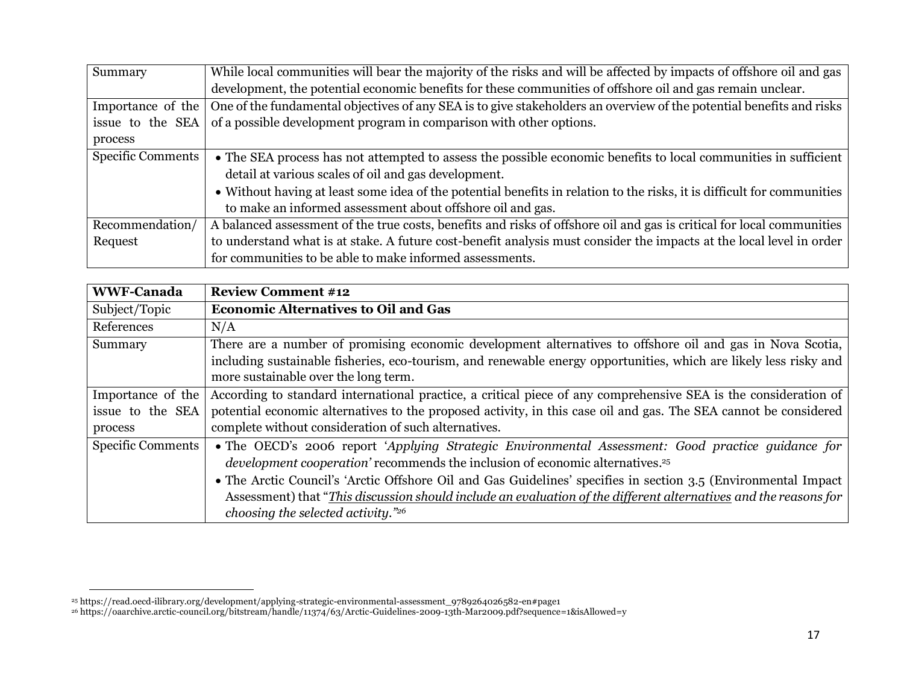| | |
|---|---|
| Summary | While local communities will bear the majority of the risks and will be affected by impacts of offshore oil and gas development, the potential economic benefits for these communities of offshore oil and gas remain unclear. |
| Importance of the issue to the SEA process | One of the fundamental objectives of any SEA is to give stakeholders an overview of the potential benefits and risks of a possible development program in comparison with other options. |
| Specific Comments | • The SEA process has not attempted to assess the possible economic benefits to local communities in sufficient detail at various scales of oil and gas development.<br>• Without having at least some idea of the potential benefits in relation to the risks, it is difficult for communities to make an informed assessment about offshore oil and gas. |
| Recommendation/ Request | A balanced assessment of the true costs, benefits and risks of offshore oil and gas is critical for local communities to understand what is at stake. A future cost-benefit analysis must consider the impacts at the local level in order for communities to be able to make informed assessments. |

| **WWF-Canada** | **Review Comment #12** |
|---|---|
| Subject/Topic | **Economic Alternatives to Oil and Gas** |
| References | N/A |
| Summary | There are a number of promising economic development alternatives to offshore oil and gas in Nova Scotia, including sustainable fisheries, eco-tourism, and renewable energy opportunities, which are likely less risky and more sustainable over the long term. |
| Importance of the issue to the SEA process | According to standard international practice, a critical piece of any comprehensive SEA is the consideration of potential economic alternatives to the proposed activity, in this case oil and gas. The SEA cannot be considered complete without consideration of such alternatives. |
| Specific Comments | • The OECD's 2006 report '*Applying Strategic Environmental Assessment: Good practice guidance for development cooperation'* recommends the inclusion of economic alternatives.[25]<br>• The Arctic Council's 'Arctic Offshore Oil and Gas Guidelines' specifies in section 3.5 (Environmental Impact Assessment) that "*<u>This discussion should include an evaluation of the different alternatives</u> and the reasons for choosing the selected activity."*[26] |

[25] https://read.oecd-ilibrary.org/development/applying-strategic-environmental-assessment_9789264026582-en#page1
[26] https://oaarchive.arctic-council.org/bitstream/handle/11374/63/Arctic-Guidelines-2009-13th-Mar2009.pdf?sequence=1&isAllowed=y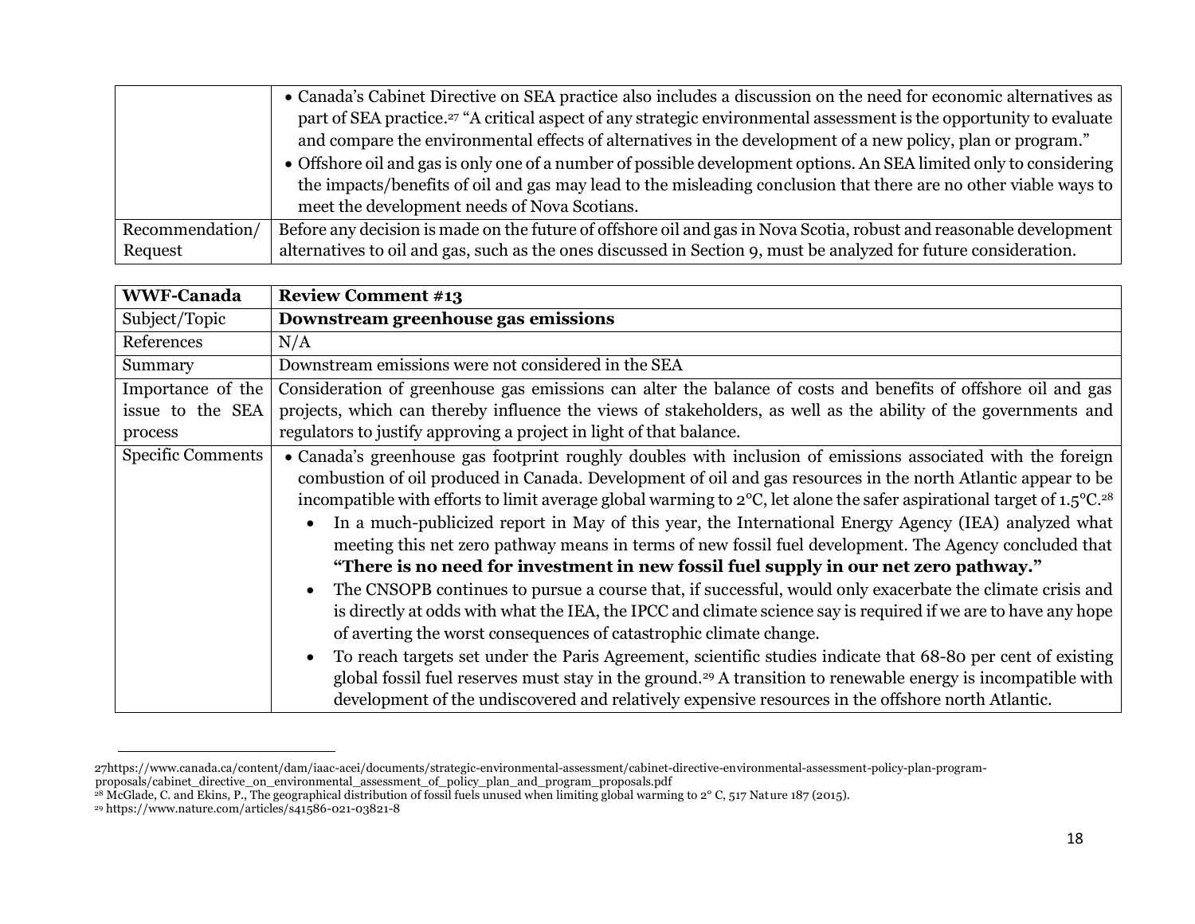| | |
|---|---|
| | • Canada's Cabinet Directive on SEA practice also includes a discussion on the need for economic alternatives as part of SEA practice.[27] "A critical aspect of any strategic environmental assessment is the opportunity to evaluate and compare the environmental effects of alternatives in the development of a new policy, plan or program." <br> • Offshore oil and gas is only one of a number of possible development options. An SEA limited only to considering the impacts/benefits of oil and gas may lead to the misleading conclusion that there are no other viable ways to meet the development needs of Nova Scotians. |
| Recommendation/ Request | Before any decision is made on the future of offshore oil and gas in Nova Scotia, robust and reasonable development alternatives to oil and gas, such as the ones discussed in Section 9, must be analyzed for future consideration. |

| **WWF-Canada** | **Review Comment #13** |
|---|---|
| Subject/Topic | **Downstream greenhouse gas emissions** |
| References | N/A |
| Summary | Downstream emissions were not considered in the SEA |
| Importance of the issue to the SEA process | Consideration of greenhouse gas emissions can alter the balance of costs and benefits of offshore oil and gas projects, which can thereby influence the views of stakeholders, as well as the ability of the governments and regulators to justify approving a project in light of that balance. |
| Specific Comments | • Canada's greenhouse gas footprint roughly doubles with inclusion of emissions associated with the foreign combustion of oil produced in Canada. Development of oil and gas resources in the north Atlantic appear to be incompatible with efforts to limit average global warming to 2°C, let alone the safer aspirational target of 1.5°C.[28] <br> • In a much-publicized report in May of this year, the International Energy Agency (IEA) analyzed what meeting this net zero pathway means in terms of new fossil fuel development. The Agency concluded that **"There is no need for investment in new fossil fuel supply in our net zero pathway."** <br> • The CNSOPB continues to pursue a course that, if successful, would only exacerbate the climate crisis and is directly at odds with what the IEA, the IPCC and climate science say is required if we are to have any hope of averting the worst consequences of catastrophic climate change. <br> • To reach targets set under the Paris Agreement, scientific studies indicate that 68-80 per cent of existing global fossil fuel reserves must stay in the ground.[29] A transition to renewable energy is incompatible with development of the undiscovered and relatively expensive resources in the offshore north Atlantic. |

---

27https://www.canada.ca/content/dam/iaac-acei/documents/strategic-environmental-assessment/cabinet-directive-environmental-assessment-policy-plan-program-proposals/cabinet_directive_on_environmental_assessment_of_policy_plan_and_program_proposals.pdf

[28] McGlade, C. and Ekins, P., The geographical distribution of fossil fuels unused when limiting global warming to 2° C, 517 Nature 187 (2015).

[29] https://www.nature.com/articles/s41586-021-03821-8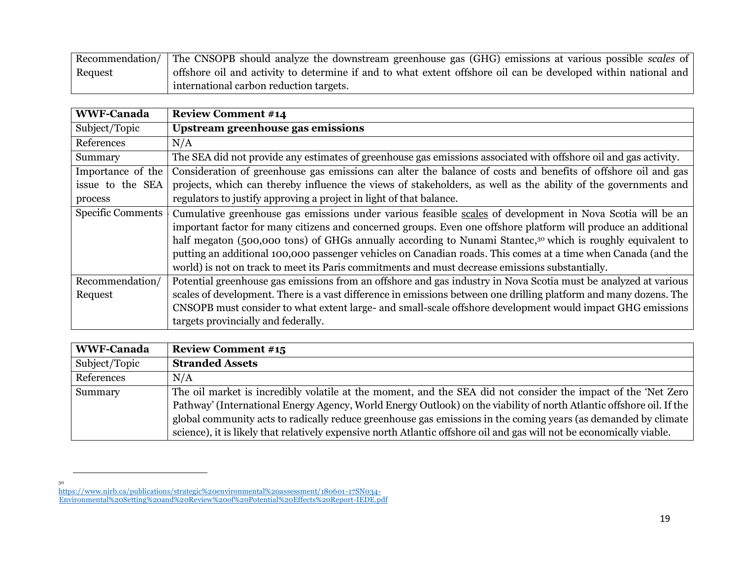| Recommendation/ Request | The CNSOPB should analyze the downstream greenhouse gas (GHG) emissions at various possible *scales* of offshore oil and activity to determine if and to what extent offshore oil can be developed within national and international carbon reduction targets. |
|---|---|

| **WWF-Canada** | **Review Comment #14** |
|---|---|
| Subject/Topic | **Upstream greenhouse gas emissions** |
| References | N/A |
| Summary | The SEA did not provide any estimates of greenhouse gas emissions associated with offshore oil and gas activity. |
| Importance of the issue to the SEA process | Consideration of greenhouse gas emissions can alter the balance of costs and benefits of offshore oil and gas projects, which can thereby influence the views of stakeholders, as well as the ability of the governments and regulators to justify approving a project in light of that balance. |
| Specific Comments | Cumulative greenhouse gas emissions under various feasible scales of development in Nova Scotia will be an important factor for many citizens and concerned groups. Even one offshore platform will produce an additional half megaton (500,000 tons) of GHGs annually according to Nunami Stantec,[30] which is roughly equivalent to putting an additional 100,000 passenger vehicles on Canadian roads. This comes at a time when Canada (and the world) is not on track to meet its Paris commitments and must decrease emissions substantially. |
| Recommendation/ Request | Potential greenhouse gas emissions from an offshore and gas industry in Nova Scotia must be analyzed at various scales of development. There is a vast difference in emissions between one drilling platform and many dozens. The CNSOPB must consider to what extent large- and small-scale offshore development would impact GHG emissions targets provincially and federally. |

| **WWF-Canada** | **Review Comment #15** |
|---|---|
| Subject/Topic | **Stranded Assets** |
| References | N/A |
| Summary | The oil market is incredibly volatile at the moment, and the SEA did not consider the impact of the 'Net Zero Pathway' (International Energy Agency, World Energy Outlook) on the viability of north Atlantic offshore oil. If the global community acts to radically reduce greenhouse gas emissions in the coming years (as demanded by climate science), it is likely that relatively expensive north Atlantic offshore oil and gas will not be economically viable. |

[30] https://www.nirb.ca/publications/strategic%20environmental%20assessment/180601-17SN034-Environmental%20Setting%20and%20Review%20of%20Potential%20Effects%20Report-IEDE.pdf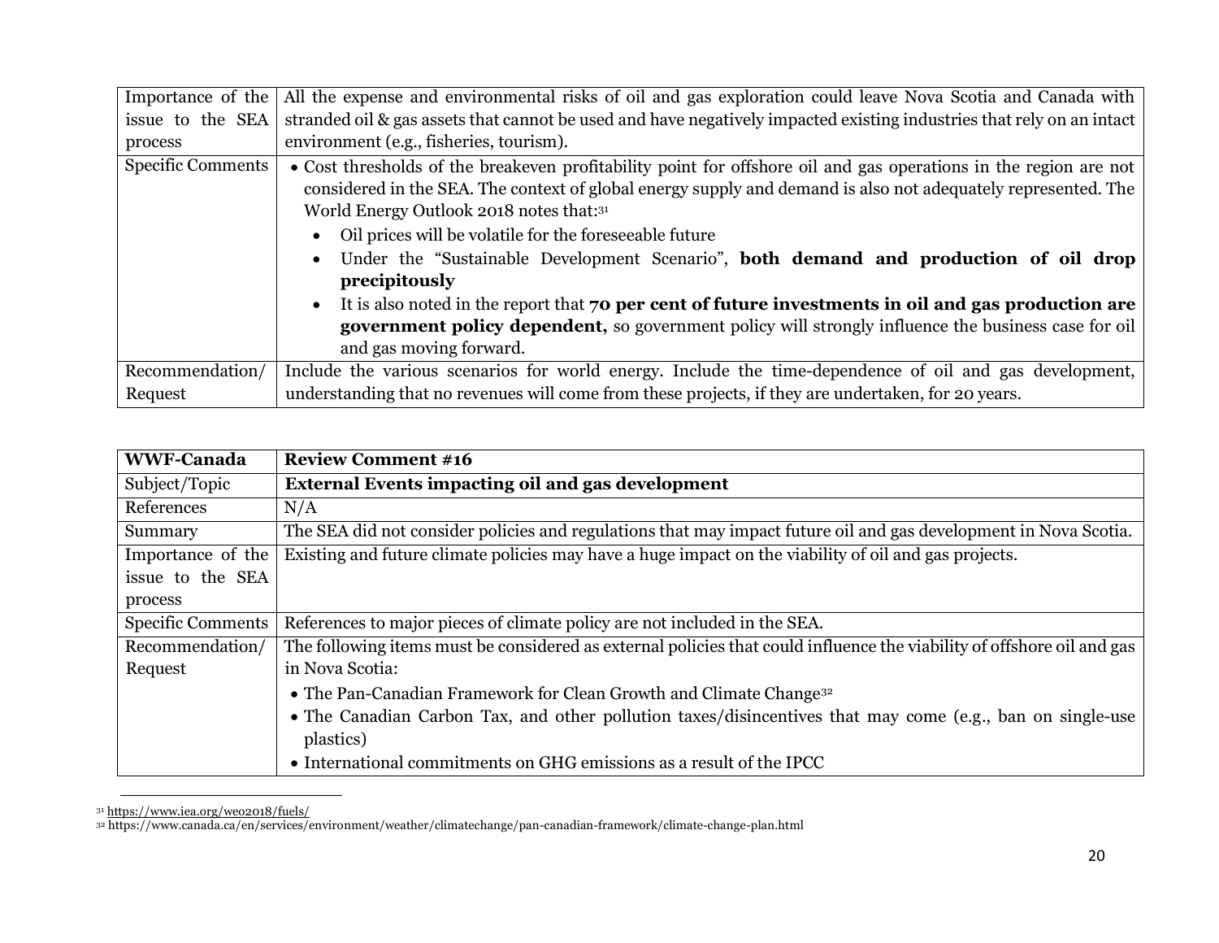| | |
|---|---|
| Importance of the issue to the SEA process | All the expense and environmental risks of oil and gas exploration could leave Nova Scotia and Canada with stranded oil & gas assets that cannot be used and have negatively impacted existing industries that rely on an intact environment (e.g., fisheries, tourism). |
| Specific Comments | • Cost thresholds of the breakeven profitability point for offshore oil and gas operations in the region are not considered in the SEA. The context of global energy supply and demand is also not adequately represented. The World Energy Outlook 2018 notes that:[31]<br>• Oil prices will be volatile for the foreseeable future<br>• Under the "Sustainable Development Scenario", **both demand and production of oil drop precipitously**<br>• It is also noted in the report that **70 per cent of future investments in oil and gas production are government policy dependent,** so government policy will strongly influence the business case for oil and gas moving forward. |
| Recommendation/ Request | Include the various scenarios for world energy. Include the time-dependence of oil and gas development, understanding that no revenues will come from these projects, if they are undertaken, for 20 years. |

| **WWF-Canada** | **Review Comment #16** |
|---|---|
| Subject/Topic | **External Events impacting oil and gas development** |
| References | N/A |
| Summary | The SEA did not consider policies and regulations that may impact future oil and gas development in Nova Scotia. |
| Importance of the issue to the SEA process | Existing and future climate policies may have a huge impact on the viability of oil and gas projects. |
| Specific Comments | References to major pieces of climate policy are not included in the SEA. |
| Recommendation/ Request | The following items must be considered as external policies that could influence the viability of offshore oil and gas in Nova Scotia:<br>• The Pan-Canadian Framework for Clean Growth and Climate Change[32]<br>• The Canadian Carbon Tax, and other pollution taxes/disincentives that may come (e.g., ban on single-use plastics)<br>• International commitments on GHG emissions as a result of the IPCC |

[31] https://www.iea.org/weo2018/fuels/

[32] https://www.canada.ca/en/services/environment/weather/climatechange/pan-canadian-framework/climate-change-plan.html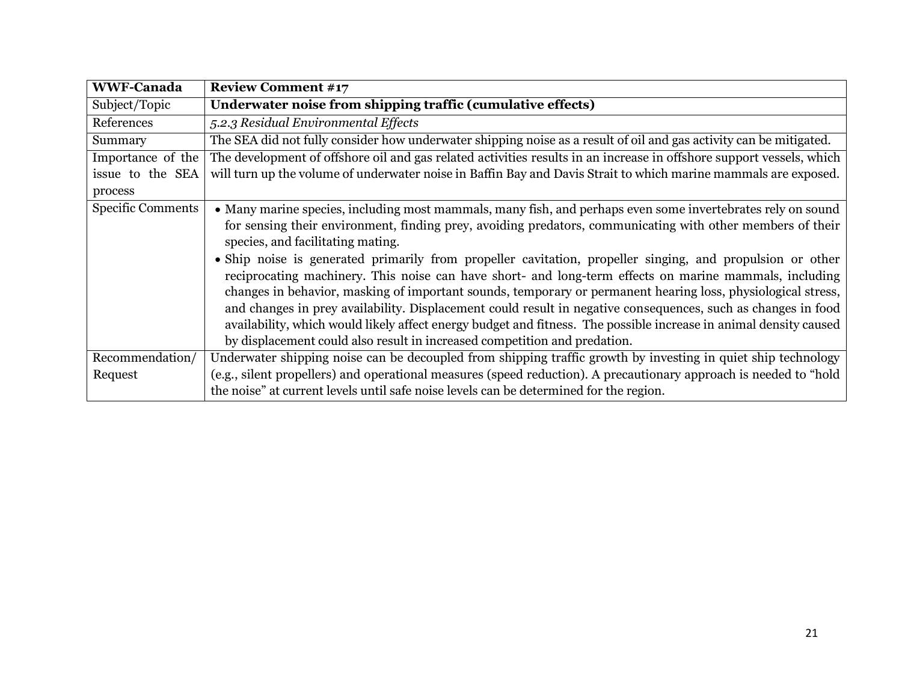| **WWF-Canada** | **Review Comment #17** |
|---|---|
| Subject/Topic | **Underwater noise from shipping traffic (cumulative effects)** |
| References | *5.2.3 Residual Environmental Effects* |
| Summary | The SEA did not fully consider how underwater shipping noise as a result of oil and gas activity can be mitigated. |
| Importance of the issue to the SEA process | The development of offshore oil and gas related activities results in an increase in offshore support vessels, which will turn up the volume of underwater noise in Baffin Bay and Davis Strait to which marine mammals are exposed. |
| Specific Comments | • Many marine species, including most mammals, many fish, and perhaps even some invertebrates rely on sound for sensing their environment, finding prey, avoiding predators, communicating with other members of their species, and facilitating mating.<br>• Ship noise is generated primarily from propeller cavitation, propeller singing, and propulsion or other reciprocating machinery. This noise can have short- and long-term effects on marine mammals, including changes in behavior, masking of important sounds, temporary or permanent hearing loss, physiological stress, and changes in prey availability. Displacement could result in negative consequences, such as changes in food availability, which would likely affect energy budget and fitness. The possible increase in animal density caused by displacement could also result in increased competition and predation. |
| Recommendation/ Request | Underwater shipping noise can be decoupled from shipping traffic growth by investing in quiet ship technology (e.g., silent propellers) and operational measures (speed reduction). A precautionary approach is needed to "hold the noise" at current levels until safe noise levels can be determined for the region. |